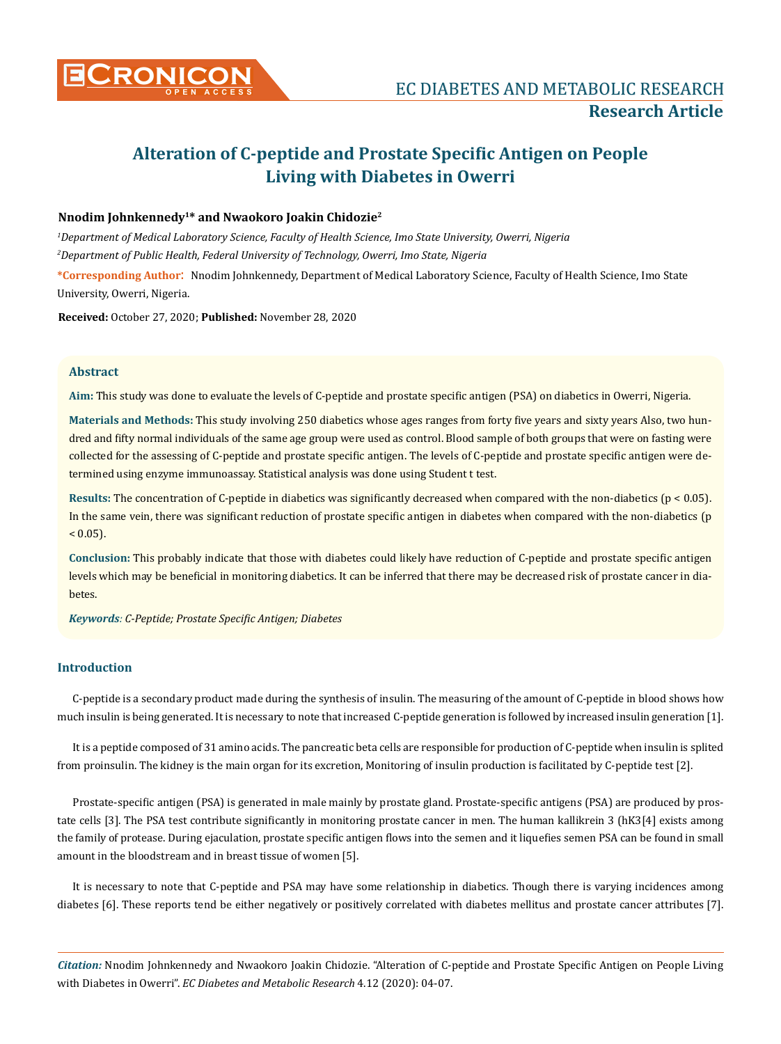# Alteration of C-peptide and Prostate Specific Antigen on People Living with Diabetes in Owerri

**Nnodim Johnkennedy[1]* and Nwaokoro Joakin Chidozie[2]**

*[1]Department of Medical Laboratory Science, Faculty of Health Science, Imo State University, Owerri, Nigeria*

*[2]Department of Public Health, Federal University of Technology, Owerri, Imo State, Nigeria*

**\*Corresponding Author**: Nnodim Johnkennedy, Department of Medical Laboratory Science, Faculty of Health Science, Imo State University, Owerri, Nigeria.

**Received:** October 27, 2020; **Published:** November 28, 2020

## Abstract

**Aim:** This study was done to evaluate the levels of C-peptide and prostate specific antigen (PSA) on diabetics in Owerri, Nigeria.

**Materials and Methods:** This study involving 250 diabetics whose ages ranges from forty five years and sixty years Also, two hundred and fifty normal individuals of the same age group were used as control. Blood sample of both groups that were on fasting were collected for the assessing of C-peptide and prostate specific antigen. The levels of C-peptide and prostate specific antigen were determined using enzyme immunoassay. Statistical analysis was done using Student t test.

**Results:** The concentration of C-peptide in diabetics was significantly decreased when compared with the non-diabetics ($p < 0.05$). In the same vein, there was significant reduction of prostate specific antigen in diabetes when compared with the non-diabetics ($p < 0.05$).

**Conclusion:** This probably indicate that those with diabetes could likely have reduction of C-peptide and prostate specific antigen levels which may be beneficial in monitoring diabetics. It can be inferred that there may be decreased risk of prostate cancer in diabetes.

***Keywords**: C-Peptide; Prostate Specific Antigen; Diabetes*

## Introduction

C-peptide is a secondary product made during the synthesis of insulin. The measuring of the amount of C-peptide in blood shows how much insulin is being generated. It is necessary to note that increased C-peptide generation is followed by increased insulin generation [1].

It is a peptide composed of 31 amino acids. The pancreatic beta cells are responsible for production of C-peptide when insulin is splited from proinsulin. The kidney is the main organ for its excretion, Monitoring of insulin production is facilitated by C-peptide test [2].

Prostate-specific antigen (PSA) is generated in male mainly by prostate gland. Prostate-specific antigens (PSA) are produced by prostate cells [3]. The PSA test contribute significantly in monitoring prostate cancer in men. The human kallikrein 3 (hK3[4] exists among the family of protease. During ejaculation, prostate specific antigen flows into the semen and it liquefies semen PSA can be found in small amount in the bloodstream and in breast tissue of women [5].

It is necessary to note that C-peptide and PSA may have some relationship in diabetics. Though there is varying incidences among diabetes [6]. These reports tend be either negatively or positively correlated with diabetes mellitus and prostate cancer attributes [7].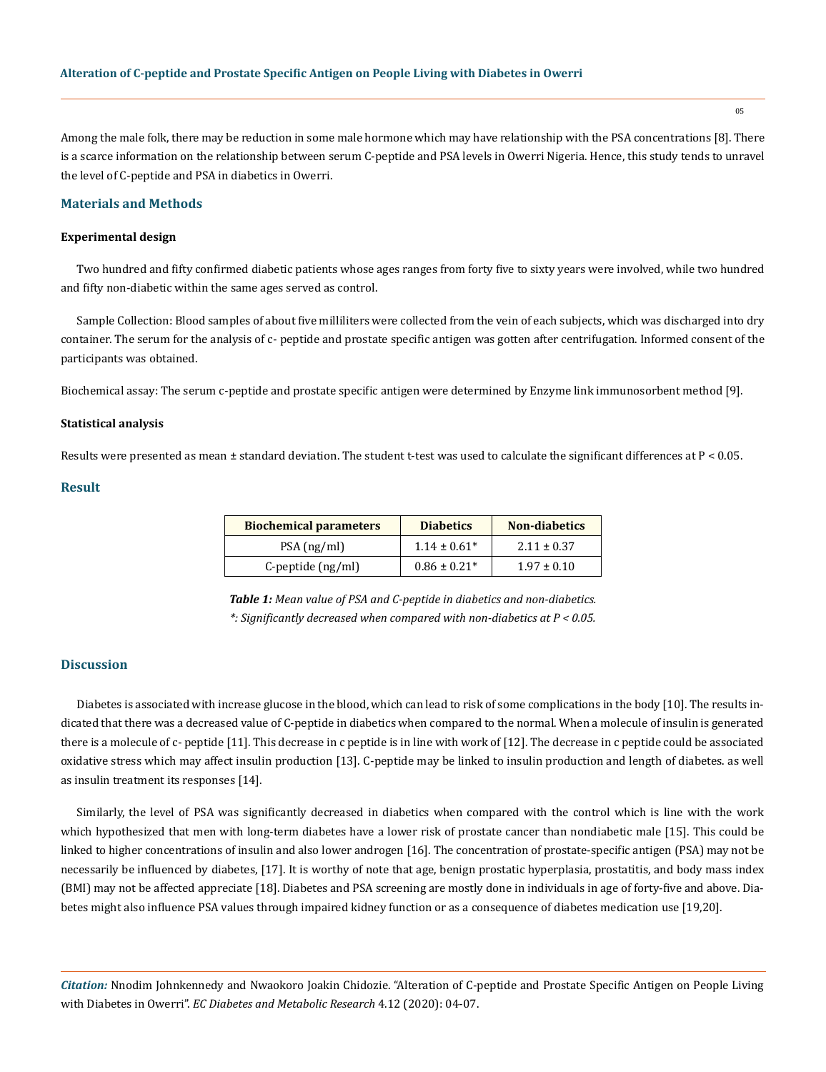Among the male folk, there may be reduction in some male hormone which may have relationship with the PSA concentrations [8]. There is a scarce information on the relationship between serum C-peptide and PSA levels in Owerri Nigeria. Hence, this study tends to unravel the level of C-peptide and PSA in diabetics in Owerri.

## Materials and Methods

### Experimental design

Two hundred and fifty confirmed diabetic patients whose ages ranges from forty five to sixty years were involved, while two hundred and fifty non-diabetic within the same ages served as control.

Sample Collection: Blood samples of about five milliliters were collected from the vein of each subjects, which was discharged into dry container. The serum for the analysis of c- peptide and prostate specific antigen was gotten after centrifugation. Informed consent of the participants was obtained.

Biochemical assay: The serum c-peptide and prostate specific antigen were determined by Enzyme link immunosorbent method [9].

### Statistical analysis

Results were presented as mean ± standard deviation. The student t-test was used to calculate the significant differences at P < 0.05.

## Result

| Biochemical parameters | Diabetics | Non-diabetics |
| --- | --- | --- |
| PSA (ng/ml) | 1.14 ± 0.61* | 2.11 ± 0.37 |
| C-peptide (ng/ml) | 0.86 ± 0.21* | 1.97 ± 0.10 |

***Table 1:*** *Mean value of PSA and C-peptide in diabetics and non-diabetics.*
*\*: Significantly decreased when compared with non-diabetics at P < 0.05.*

## Discussion

Diabetes is associated with increase glucose in the blood, which can lead to risk of some complications in the body [10]. The results indicated that there was a decreased value of C-peptide in diabetics when compared to the normal. When a molecule of insulin is generated there is a molecule of c- peptide [11]. This decrease in c peptide is in line with work of [12]. The decrease in c peptide could be associated oxidative stress which may affect insulin production [13]. C-peptide may be linked to insulin production and length of diabetes. as well as insulin treatment its responses [14].

Similarly, the level of PSA was significantly decreased in diabetics when compared with the control which is line with the work which hypothesized that men with long-term diabetes have a lower risk of prostate cancer than nondiabetic male [15]. This could be linked to higher concentrations of insulin and also lower androgen [16]. The concentration of prostate-specific antigen (PSA) may not be necessarily be influenced by diabetes, [17]. It is worthy of note that age, benign prostatic hyperplasia, prostatitis, and body mass index (BMI) may not be affected appreciate [18]. Diabetes and PSA screening are mostly done in individuals in age of forty-five and above. Diabetes might also influence PSA values through impaired kidney function or as a consequence of diabetes medication use [19,20].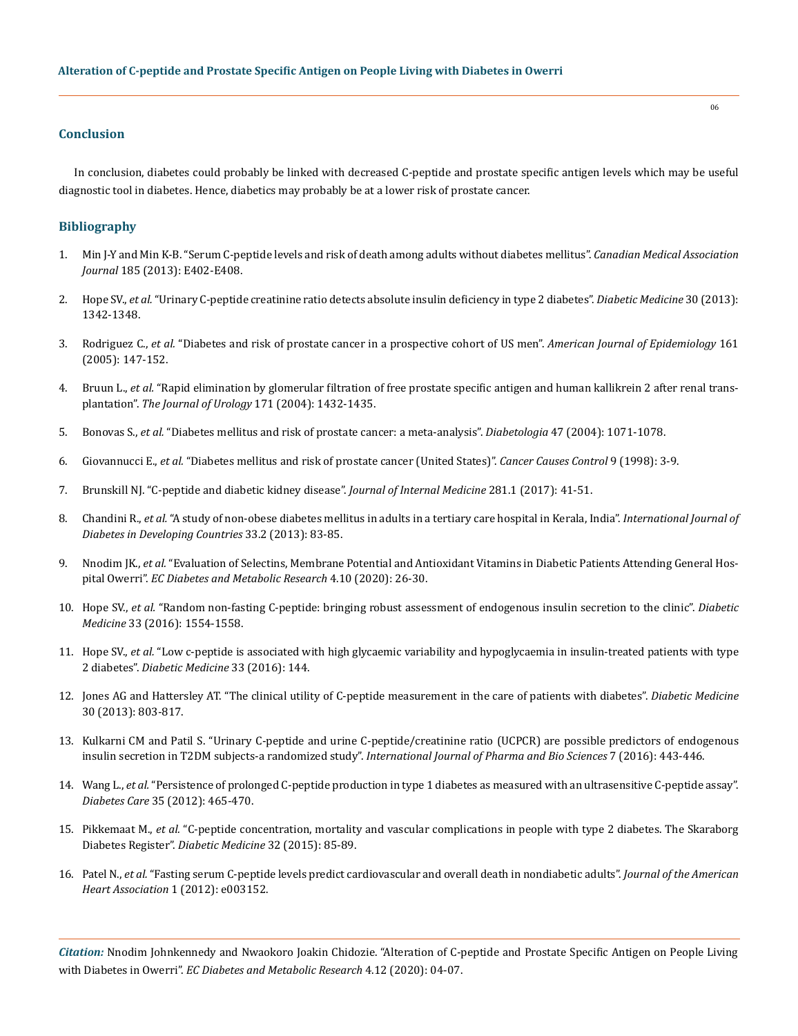## Conclusion

In conclusion, diabetes could probably be linked with decreased C-peptide and prostate specific antigen levels which may be useful diagnostic tool in diabetes. Hence, diabetics may probably be at a lower risk of prostate cancer.

## Bibliography

1. Min J-Y and Min K-B. "Serum C-peptide levels and risk of death among adults without diabetes mellitus". *Canadian Medical Association Journal* 185 (2013): E402-E408.
2. Hope SV., *et al.* "Urinary C-peptide creatinine ratio detects absolute insulin deficiency in type 2 diabetes". *Diabetic Medicine* 30 (2013): 1342-1348.
3. Rodriguez C., *et al.* "Diabetes and risk of prostate cancer in a prospective cohort of US men". *American Journal of Epidemiology* 161 (2005): 147-152.
4. Bruun L., *et al.* "Rapid elimination by glomerular filtration of free prostate specific antigen and human kallikrein 2 after renal transplantation". *The Journal of Urology* 171 (2004): 1432-1435.
5. Bonovas S., *et al.* "Diabetes mellitus and risk of prostate cancer: a meta-analysis". *Diabetologia* 47 (2004): 1071-1078.
6. Giovannucci E., *et al.* "Diabetes mellitus and risk of prostate cancer (United States)". *Cancer Causes Control* 9 (1998): 3-9.
7. Brunskill NJ. "C-peptide and diabetic kidney disease". *Journal of Internal Medicine* 281.1 (2017): 41-51.
8. Chandini R., *et al.* "A study of non-obese diabetes mellitus in adults in a tertiary care hospital in Kerala, India". *International Journal of Diabetes in Developing Countries* 33.2 (2013): 83-85.
9. Nnodim JK., *et al.* "Evaluation of Selectins, Membrane Potential and Antioxidant Vitamins in Diabetic Patients Attending General Hospital Owerri". *EC Diabetes and Metabolic Research* 4.10 (2020): 26-30.
10. Hope SV., *et al.* "Random non-fasting C-peptide: bringing robust assessment of endogenous insulin secretion to the clinic". *Diabetic Medicine* 33 (2016): 1554-1558.
11. Hope SV., *et al.* "Low c-peptide is associated with high glycaemic variability and hypoglycaemia in insulin-treated patients with type 2 diabetes". *Diabetic Medicine* 33 (2016): 144.
12. Jones AG and Hattersley AT. "The clinical utility of C-peptide measurement in the care of patients with diabetes". *Diabetic Medicine* 30 (2013): 803-817.
13. Kulkarni CM and Patil S. "Urinary C-peptide and urine C-peptide/creatinine ratio (UCPCR) are possible predictors of endogenous insulin secretion in T2DM subjects-a randomized study". *International Journal of Pharma and Bio Sciences* 7 (2016): 443-446.
14. Wang L., *et al.* "Persistence of prolonged C-peptide production in type 1 diabetes as measured with an ultrasensitive C-peptide assay". *Diabetes Care* 35 (2012): 465-470.
15. Pikkemaat M., *et al.* "C-peptide concentration, mortality and vascular complications in people with type 2 diabetes. The Skaraborg Diabetes Register". *Diabetic Medicine* 32 (2015): 85-89.
16. Patel N., *et al.* "Fasting serum C-peptide levels predict cardiovascular and overall death in nondiabetic adults". *Journal of the American Heart Association* 1 (2012): e003152.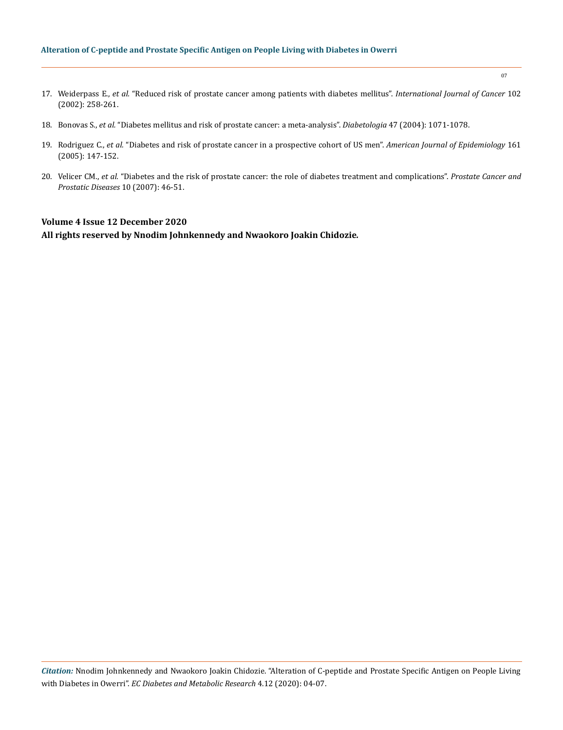17. Weiderpass E., *et al.* "Reduced risk of prostate cancer among patients with diabetes mellitus". *International Journal of Cancer* 102 (2002): 258-261.

18. Bonovas S., *et al.* "Diabetes mellitus and risk of prostate cancer: a meta-analysis". *Diabetologia* 47 (2004): 1071-1078.

19. Rodriguez C., *et al.* "Diabetes and risk of prostate cancer in a prospective cohort of US men". *American Journal of Epidemiology* 161 (2005): 147-152.

20. Velicer CM., *et al.* "Diabetes and the risk of prostate cancer: the role of diabetes treatment and complications". *Prostate Cancer and Prostatic Diseases* 10 (2007): 46-51.

**Volume 4 Issue 12 December 2020**
**All rights reserved by Nnodim Johnkennedy and Nwaokoro Joakin Chidozie.**